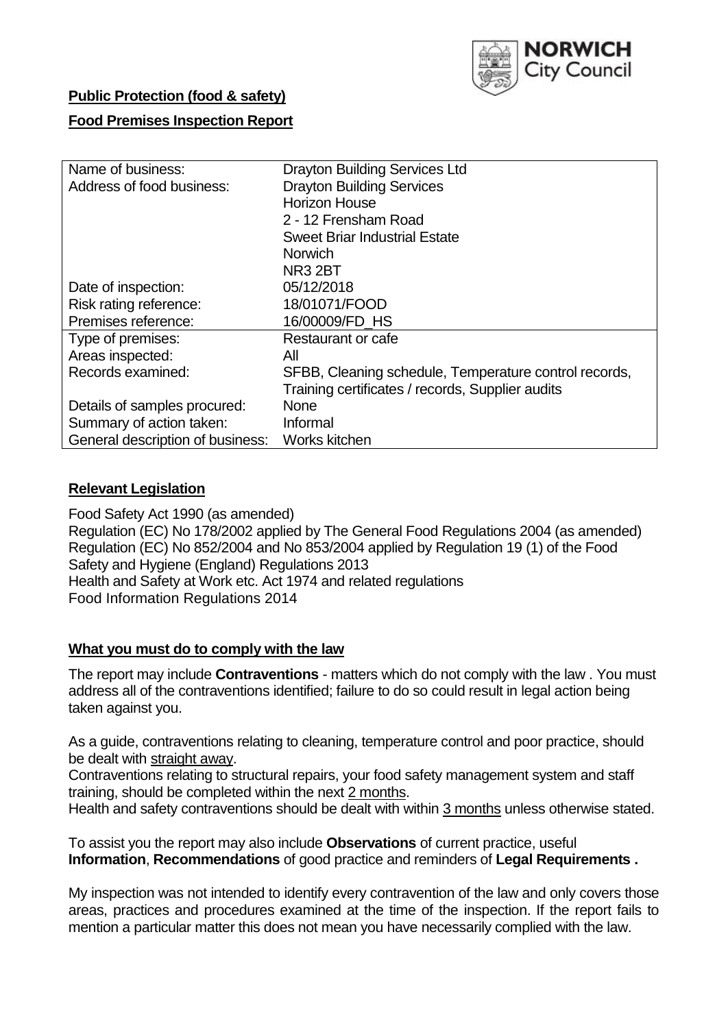NORWICH City Council

**Public Protection (food & safety)**

**Food Premises Inspection Report**

| | |
|---|---|
| Name of business: | Drayton Building Services Ltd |
| Address of food business: | Drayton Building Services<br>Horizon House<br>2 - 12 Frensham Road<br>Sweet Briar Industrial Estate<br>Norwich<br>NR3 2BT |
| Date of inspection: | 05/12/2018 |
| Risk rating reference: | 18/01071/FOOD |
| Premises reference: | 16/00009/FD_HS |
| Type of premises: | Restaurant or cafe |
| Areas inspected: | All |
| Records examined: | SFBB, Cleaning schedule, Temperature control records, Training certificates / records, Supplier audits |
| Details of samples procured: | None |
| Summary of action taken: | Informal |
| General description of business: | Works kitchen |

## Relevant Legislation

Food Safety Act 1990 (as amended)
Regulation (EC) No 178/2002 applied by The General Food Regulations 2004 (as amended)
Regulation (EC) No 852/2004 and No 853/2004 applied by Regulation 19 (1) of the Food Safety and Hygiene (England) Regulations 2013
Health and Safety at Work etc. Act 1974 and related regulations
Food Information Regulations 2014

## What you must do to comply with the law

The report may include **Contraventions** - matters which do not comply with the law . You must address all of the contraventions identified; failure to do so could result in legal action being taken against you.

As a guide, contraventions relating to cleaning, temperature control and poor practice, should be dealt with straight away.

Contraventions relating to structural repairs, your food safety management system and staff training, should be completed within the next 2 months.

Health and safety contraventions should be dealt with within 3 months unless otherwise stated.

To assist you the report may also include **Observations** of current practice, useful **Information**, **Recommendations** of good practice and reminders of **Legal Requirements .**

My inspection was not intended to identify every contravention of the law and only covers those areas, practices and procedures examined at the time of the inspection. If the report fails to mention a particular matter this does not mean you have necessarily complied with the law.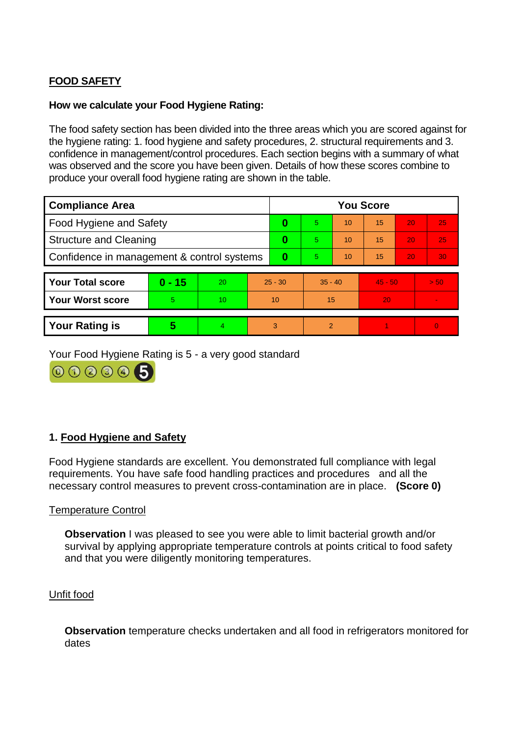## FOOD SAFETY

**How we calculate your Food Hygiene Rating:**

The food safety section has been divided into the three areas which you are scored against for the hygiene rating: 1. food hygiene and safety procedures, 2. structural requirements and 3. confidence in management/control procedures. Each section begins with a summary of what was observed and the score you have been given. Details of how these scores combine to produce your overall food hygiene rating are shown in the table.

| Compliance Area | You Score | | | | | |
|---|---|---|---|---|---|---|
| Food Hygiene and Safety | **0** | 5 | 10 | 15 | 20 | 25 |
| Structure and Cleaning | **0** | 5 | 10 | 15 | 20 | 25 |
| Confidence in management & control systems | **0** | 5 | 10 | 15 | 20 | 30 |

| | | | | | | |
|---|---|---|---|---|---|---|
| **Your Total score** | **0 - 15** | 20 | 25 - 30 | 35 - 40 | 45 - 50 | > 50 |
| **Your Worst score** | 5 | 10 | 10 | 15 | 20 | - |
| **Your Rating is** | **5** | 4 | 3 | 2 | 1 | 0 |

Your Food Hygiene Rating is 5 - a very good standard

### 1. Food Hygiene and Safety

Food Hygiene standards are excellent. You demonstrated full compliance with legal requirements. You have safe food handling practices and procedures and all the necessary control measures to prevent cross-contamination are in place. **(Score 0)**

Temperature Control

**Observation** I was pleased to see you were able to limit bacterial growth and/or survival by applying appropriate temperature controls at points critical to food safety and that you were diligently monitoring temperatures.

Unfit food

**Observation** temperature checks undertaken and all food in refrigerators monitored for dates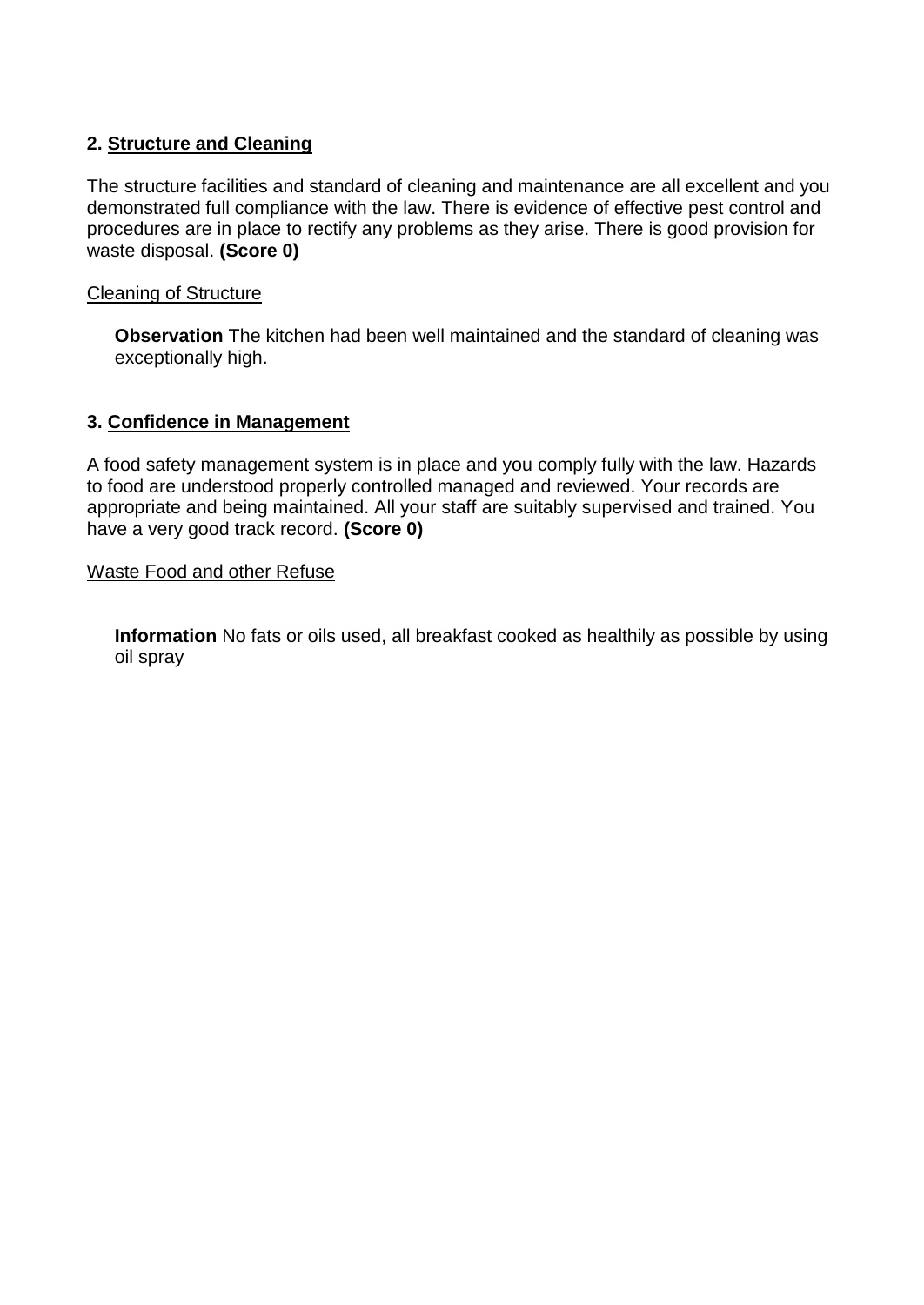## 2. Structure and Cleaning

The structure facilities and standard of cleaning and maintenance are all excellent and you demonstrated full compliance with the law. There is evidence of effective pest control and procedures are in place to rectify any problems as they arise. There is good provision for waste disposal. **(Score 0)**

Cleaning of Structure

**Observation** The kitchen had been well maintained and the standard of cleaning was exceptionally high.

## 3. Confidence in Management

A food safety management system is in place and you comply fully with the law. Hazards to food are understood properly controlled managed and reviewed. Your records are appropriate and being maintained. All your staff are suitably supervised and trained. You have a very good track record. **(Score 0)**

Waste Food and other Refuse

**Information** No fats or oils used, all breakfast cooked as healthily as possible by using oil spray